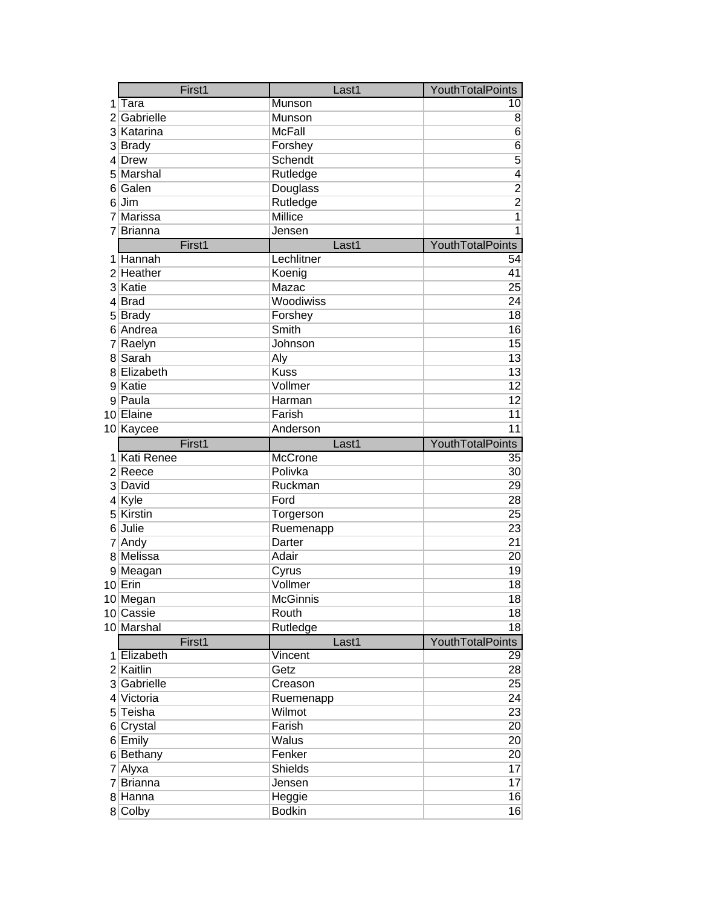| | First1 | Last1 | YouthTotalPoints |
|---|---|---|---|
| 1 | Tara | Munson | 10 |
| 2 | Gabrielle | Munson | 8 |
| 3 | Katarina | McFall | 6 |
| 3 | Brady | Forshey | 6 |
| 4 | Drew | Schendt | 5 |
| 5 | Marshal | Rutledge | 4 |
| 6 | Galen | Douglass | 2 |
| 6 | Jim | Rutledge | 2 |
| 7 | Marissa | Millice | 1 |
| 7 | Brianna | Jensen | 1 |

| | First1 | Last1 | YouthTotalPoints |
|---|---|---|---|
| 1 | Hannah | Lechlitner | 54 |
| 2 | Heather | Koenig | 41 |
| 3 | Katie | Mazac | 25 |
| 4 | Brad | Woodiwiss | 24 |
| 5 | Brady | Forshey | 18 |
| 6 | Andrea | Smith | 16 |
| 7 | Raelyn | Johnson | 15 |
| 8 | Sarah | Aly | 13 |
| 8 | Elizabeth | Kuss | 13 |
| 9 | Katie | Vollmer | 12 |
| 9 | Paula | Harman | 12 |
| 10 | Elaine | Farish | 11 |
| 10 | Kaycee | Anderson | 11 |

| | First1 | Last1 | YouthTotalPoints |
|---|---|---|---|
| 1 | Kati Renee | McCrone | 35 |
| 2 | Reece | Polivka | 30 |
| 3 | David | Ruckman | 29 |
| 4 | Kyle | Ford | 28 |
| 5 | Kirstin | Torgerson | 25 |
| 6 | Julie | Ruemenapp | 23 |
| 7 | Andy | Darter | 21 |
| 8 | Melissa | Adair | 20 |
| 9 | Meagan | Cyrus | 19 |
| 10 | Erin | Vollmer | 18 |
| 10 | Megan | McGinnis | 18 |
| 10 | Cassie | Routh | 18 |
| 10 | Marshal | Rutledge | 18 |

| | First1 | Last1 | YouthTotalPoints |
|---|---|---|---|
| 1 | Elizabeth | Vincent | 29 |
| 2 | Kaitlin | Getz | 28 |
| 3 | Gabrielle | Creason | 25 |
| 4 | Victoria | Ruemenapp | 24 |
| 5 | Teisha | Wilmot | 23 |
| 6 | Crystal | Farish | 20 |
| 6 | Emily | Walus | 20 |
| 6 | Bethany | Fenker | 20 |
| 7 | Alyxa | Shields | 17 |
| 7 | Brianna | Jensen | 17 |
| 8 | Hanna | Heggie | 16 |
| 8 | Colby | Bodkin | 16 |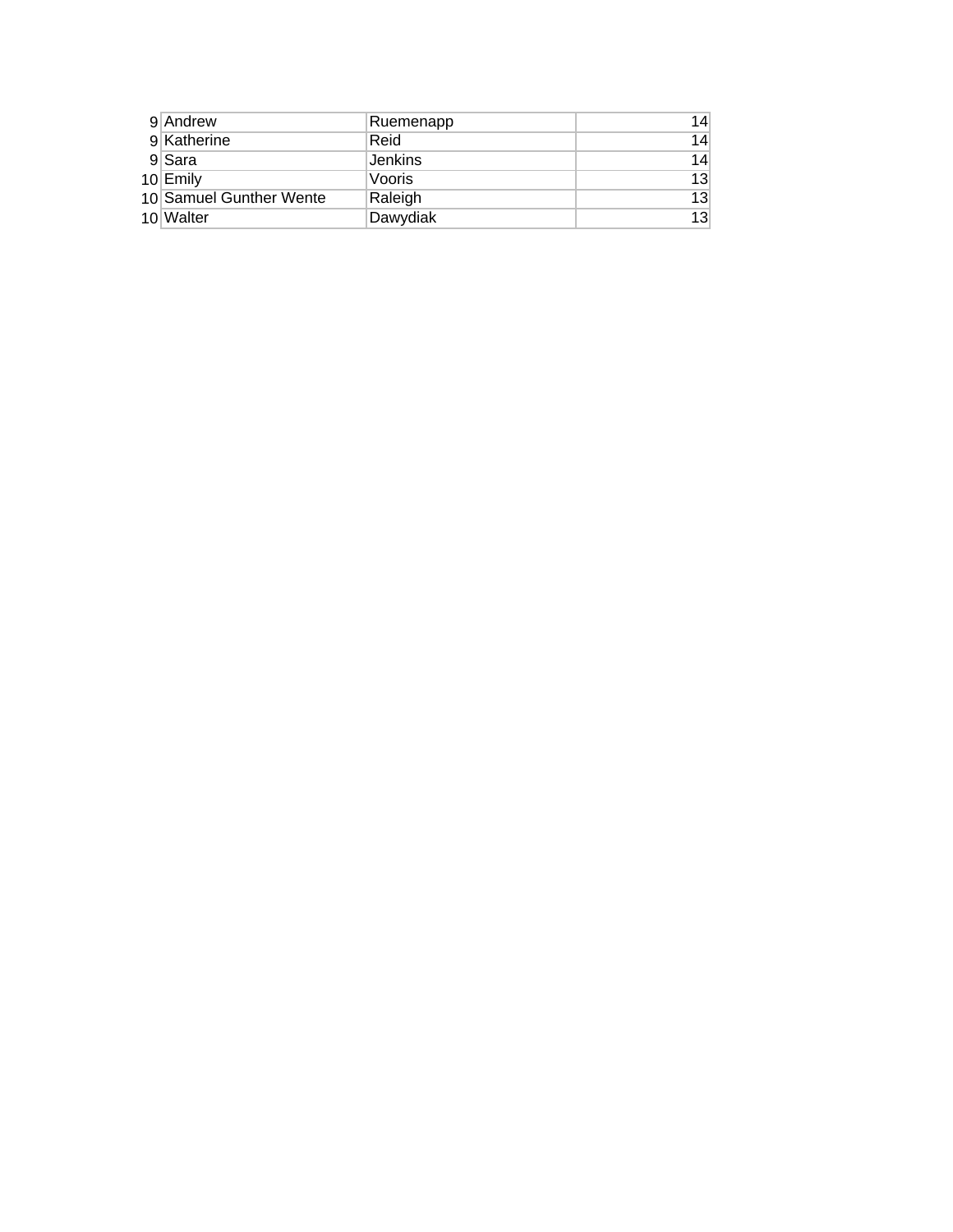| | | | |
|---|---|---|---|
| 9 | Andrew | Ruemenapp | 14 |
| 9 | Katherine | Reid | 14 |
| 9 | Sara | Jenkins | 14 |
| 10 | Emily | Vooris | 13 |
| 10 | Samuel Gunther Wente | Raleigh | 13 |
| 10 | Walter | Dawydiak | 13 |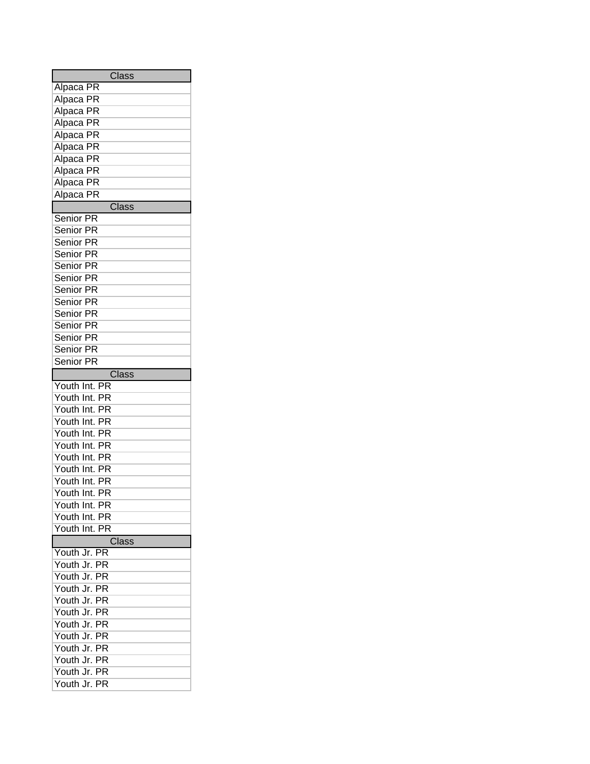| Class |
|---|
| Alpaca PR |
| Alpaca PR |
| Alpaca PR |
| Alpaca PR |
| Alpaca PR |
| Alpaca PR |
| Alpaca PR |
| Alpaca PR |
| Alpaca PR |
| Alpaca PR |

| Class |
|---|
| Senior PR |
| Senior PR |
| Senior PR |
| Senior PR |
| Senior PR |
| Senior PR |
| Senior PR |
| Senior PR |
| Senior PR |
| Senior PR |
| Senior PR |
| Senior PR |
| Senior PR |

| Class |
|---|
| Youth Int. PR |
| Youth Int. PR |
| Youth Int. PR |
| Youth Int. PR |
| Youth Int. PR |
| Youth Int. PR |
| Youth Int. PR |
| Youth Int. PR |
| Youth Int. PR |
| Youth Int. PR |
| Youth Int. PR |
| Youth Int. PR |
| Youth Int. PR |

| Class |
|---|
| Youth Jr. PR |
| Youth Jr. PR |
| Youth Jr. PR |
| Youth Jr. PR |
| Youth Jr. PR |
| Youth Jr. PR |
| Youth Jr. PR |
| Youth Jr. PR |
| Youth Jr. PR |
| Youth Jr. PR |
| Youth Jr. PR |
| Youth Jr. PR |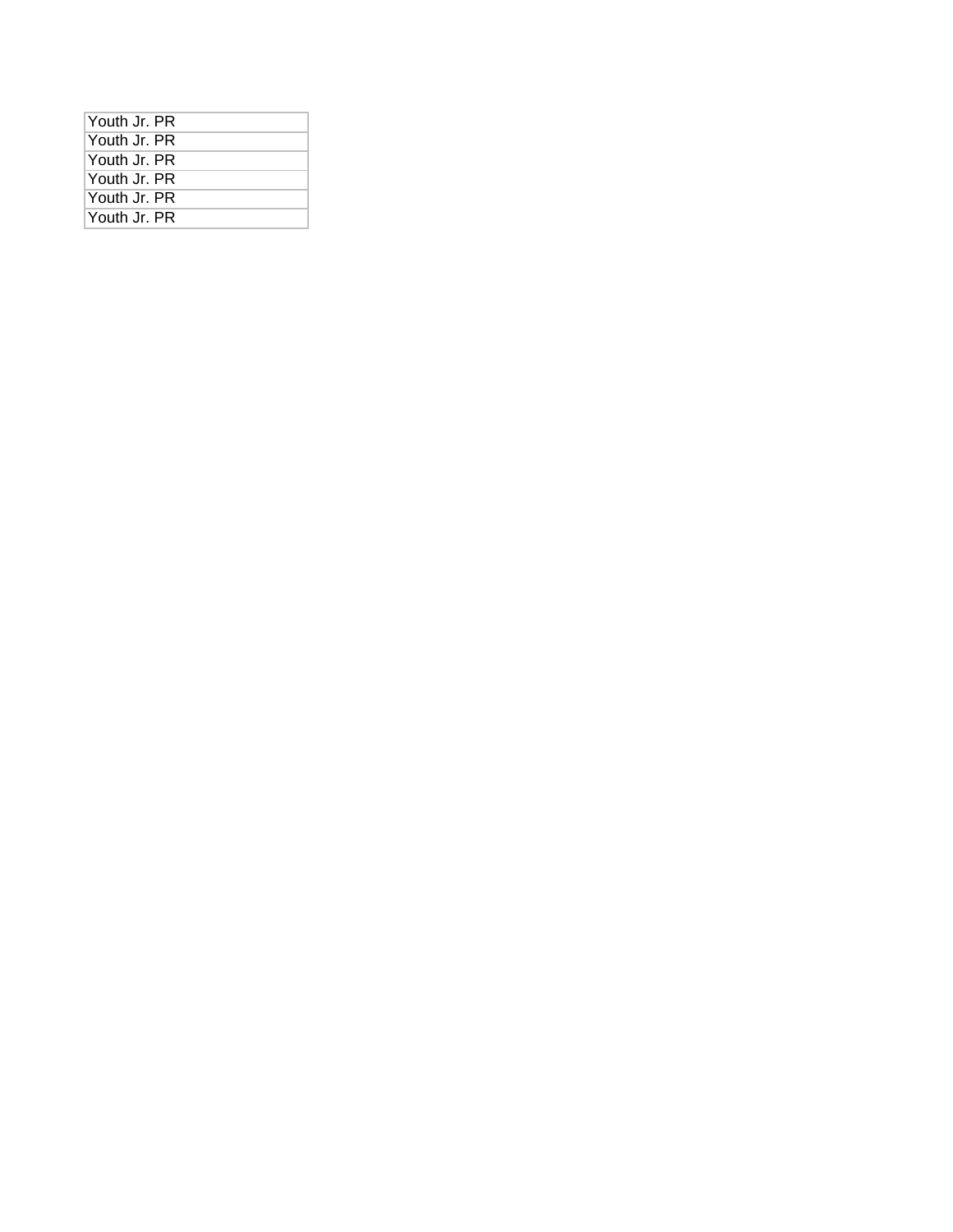| |
| --- |
| Youth Jr. PR |
| Youth Jr. PR |
| Youth Jr. PR |
| Youth Jr. PR |
| Youth Jr. PR |
| Youth Jr. PR |